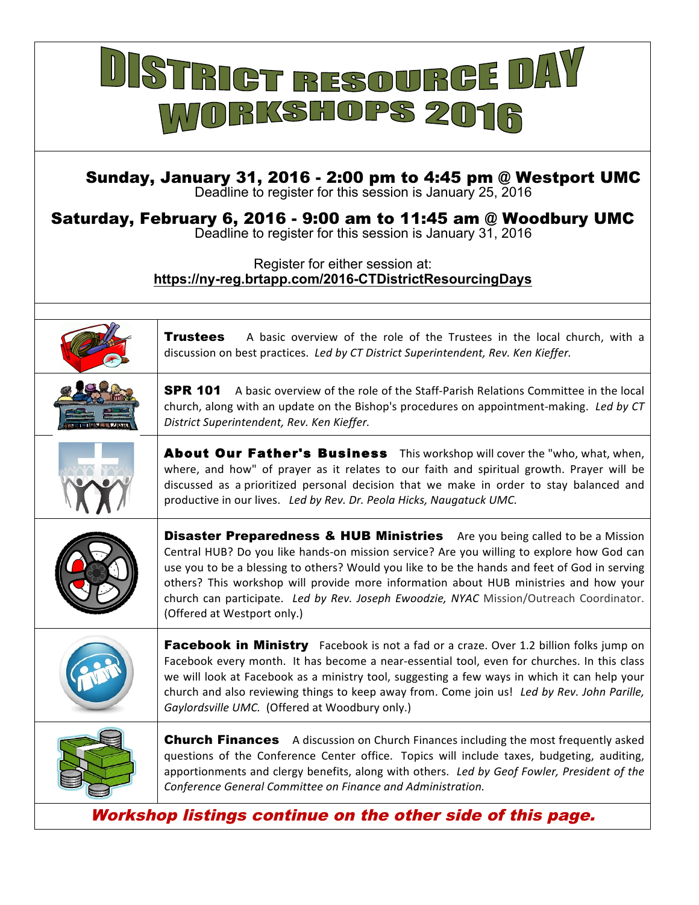# DISTRICT RESOURCE DAY WORKSHOPS 2016

**Sunday, January 31, 2016 - 2:00 pm to 4:45 pm @ Westport UMC**
Deadline to register for this session is January 25, 2016

**Saturday, February 6, 2016 - 9:00 am to 11:45 am @ Woodbury UMC**
Deadline to register for this session is January 31, 2016

Register for either session at:
**https://ny-reg.brtapp.com/2016-CTDistrictResourcingDays**

**Trustees** A basic overview of the role of the Trustees in the local church, with a discussion on best practices. *Led by CT District Superintendent, Rev. Ken Kieffer.*

**SPR 101** A basic overview of the role of the Staff-Parish Relations Committee in the local church, along with an update on the Bishop's procedures on appointment-making. *Led by CT District Superintendent, Rev. Ken Kieffer.*

**About Our Father's Business** This workshop will cover the "who, what, when, where, and how" of prayer as it relates to our faith and spiritual growth. Prayer will be discussed as a prioritized personal decision that we make in order to stay balanced and productive in our lives. *Led by Rev. Dr. Peola Hicks, Naugatuck UMC.*

**Disaster Preparedness & HUB Ministries** Are you being called to be a Mission Central HUB? Do you like hands-on mission service? Are you willing to explore how God can use you to be a blessing to others? Would you like to be the hands and feet of God in serving others? This workshop will provide more information about HUB ministries and how your church can participate. *Led by Rev. Joseph Ewoodzie, NYAC* Mission/Outreach Coordinator. (Offered at Westport only.)

**Facebook in Ministry** Facebook is not a fad or a craze. Over 1.2 billion folks jump on Facebook every month. It has become a near-essential tool, even for churches. In this class we will look at Facebook as a ministry tool, suggesting a few ways in which it can help your church and also reviewing things to keep away from. Come join us! *Led by Rev. John Parille, Gaylordsville UMC.* (Offered at Woodbury only.)

**Church Finances** A discussion on Church Finances including the most frequently asked questions of the Conference Center office. Topics will include taxes, budgeting, auditing, apportionments and clergy benefits, along with others. *Led by Geof Fowler, President of the Conference General Committee on Finance and Administration.*

***Workshop listings continue on the other side of this page.***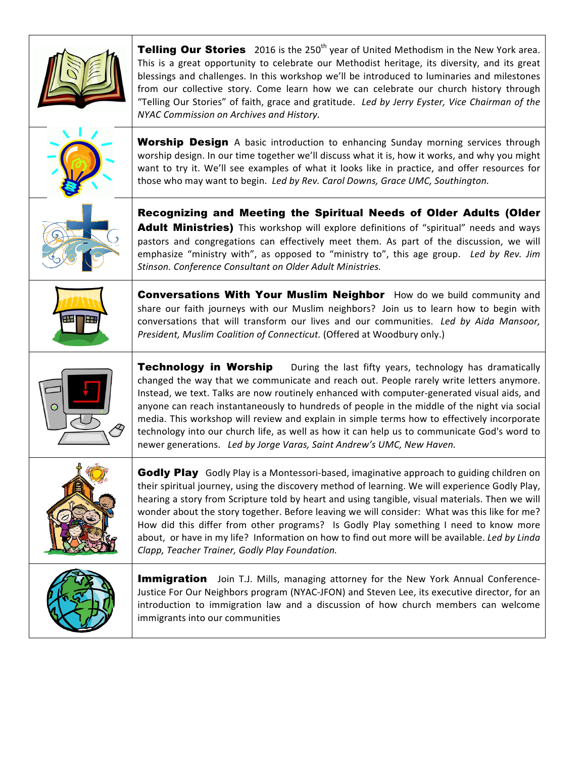**Telling Our Stories** 2016 is the 250th year of United Methodism in the New York area. This is a great opportunity to celebrate our Methodist heritage, its diversity, and its great blessings and challenges. In this workshop we'll be introduced to luminaries and milestones from our collective story. Come learn how we can celebrate our church history through "Telling Our Stories" of faith, grace and gratitude. *Led by Jerry Eyster, Vice Chairman of the NYAC Commission on Archives and History.*

**Worship Design** A basic introduction to enhancing Sunday morning services through worship design. In our time together we'll discuss what it is, how it works, and why you might want to try it. We'll see examples of what it looks like in practice, and offer resources for those who may want to begin. *Led by Rev. Carol Downs, Grace UMC, Southington.*

**Recognizing and Meeting the Spiritual Needs of Older Adults (Older Adult Ministries)** This workshop will explore definitions of "spiritual" needs and ways pastors and congregations can effectively meet them. As part of the discussion, we will emphasize "ministry with", as opposed to "ministry to", this age group. *Led by Rev. Jim Stinson. Conference Consultant on Older Adult Ministries.*

**Conversations With Your Muslim Neighbor** How do we build community and share our faith journeys with our Muslim neighbors? Join us to learn how to begin with conversations that will transform our lives and our communities. *Led by Aida Mansoor, President, Muslim Coalition of Connecticut.* (Offered at Woodbury only.)

**Technology in Worship** During the last fifty years, technology has dramatically changed the way that we communicate and reach out. People rarely write letters anymore. Instead, we text. Talks are now routinely enhanced with computer-generated visual aids, and anyone can reach instantaneously to hundreds of people in the middle of the night via social media. This workshop will review and explain in simple terms how to effectively incorporate technology into our church life, as well as how it can help us to communicate God's word to newer generations. *Led by Jorge Varas, Saint Andrew's UMC, New Haven.*

**Godly Play** Godly Play is a Montessori-based, imaginative approach to guiding children on their spiritual journey, using the discovery method of learning. We will experience Godly Play, hearing a story from Scripture told by heart and using tangible, visual materials. Then we will wonder about the story together. Before leaving we will consider: What was this like for me? How did this differ from other programs? Is Godly Play something I need to know more about, or have in my life? Information on how to find out more will be available. *Led by Linda Clapp, Teacher Trainer, Godly Play Foundation.*

**Immigration** Join T.J. Mills, managing attorney for the New York Annual Conference-Justice For Our Neighbors program (NYAC-JFON) and Steven Lee, its executive director, for an introduction to immigration law and a discussion of how church members can welcome immigrants into our communities